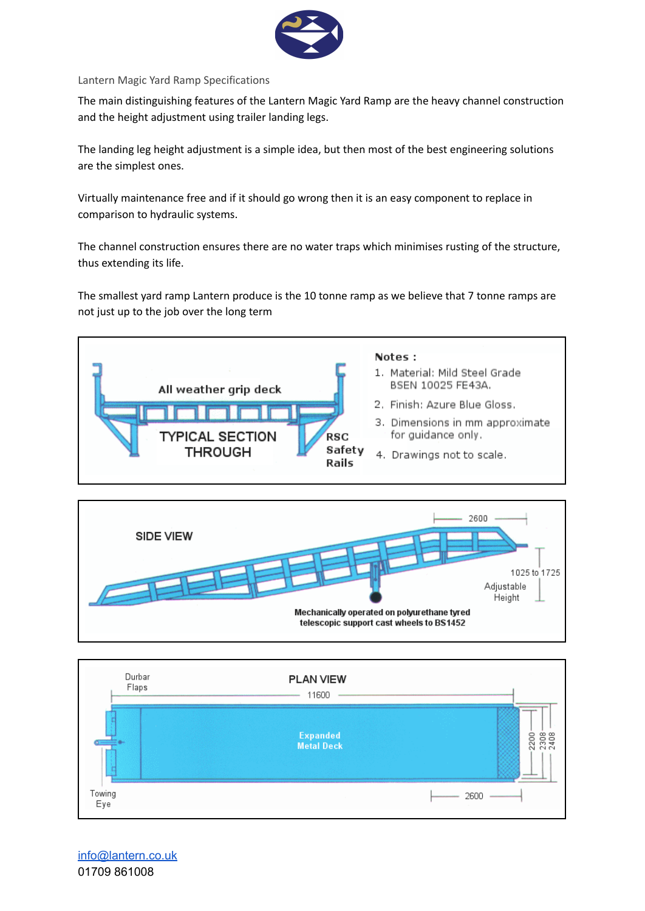Lantern Magic Yard Ramp Specifications

The main distinguishing features of the Lantern Magic Yard Ramp are the heavy channel construction and the height adjustment using trailer landing legs.

The landing leg height adjustment is a simple idea, but then most of the best engineering solutions are the simplest ones.

Virtually maintenance free and if it should go wrong then it is an easy component to replace in comparison to hydraulic systems.

The channel construction ensures there are no water traps which minimises rusting of the structure, thus extending its life.

The smallest yard ramp Lantern produce is the 10 tonne ramp as we believe that 7 tonne ramps are not just up to the job over the long term

All weather grip deck

TYPICAL SECTION THROUGH

RSC Safety Rails

**Notes :**

1. Material: Mild Steel Grade BSEN 10025 FE43A.
2. Finish: Azure Blue Gloss.
3. Dimensions in mm approximate for guidance only.
4. Drawings not to scale.

SIDE VIEW

2600

1025 to 1725 Adjustable Height

Mechanically operated on polyurethane tyred telescopic support cast wheels to BS1452

PLAN VIEW

Durbar Flaps

11600

Expanded Metal Deck

2200 2308 2408

Towing Eye

2600

info@lantern.co.uk
01709 861008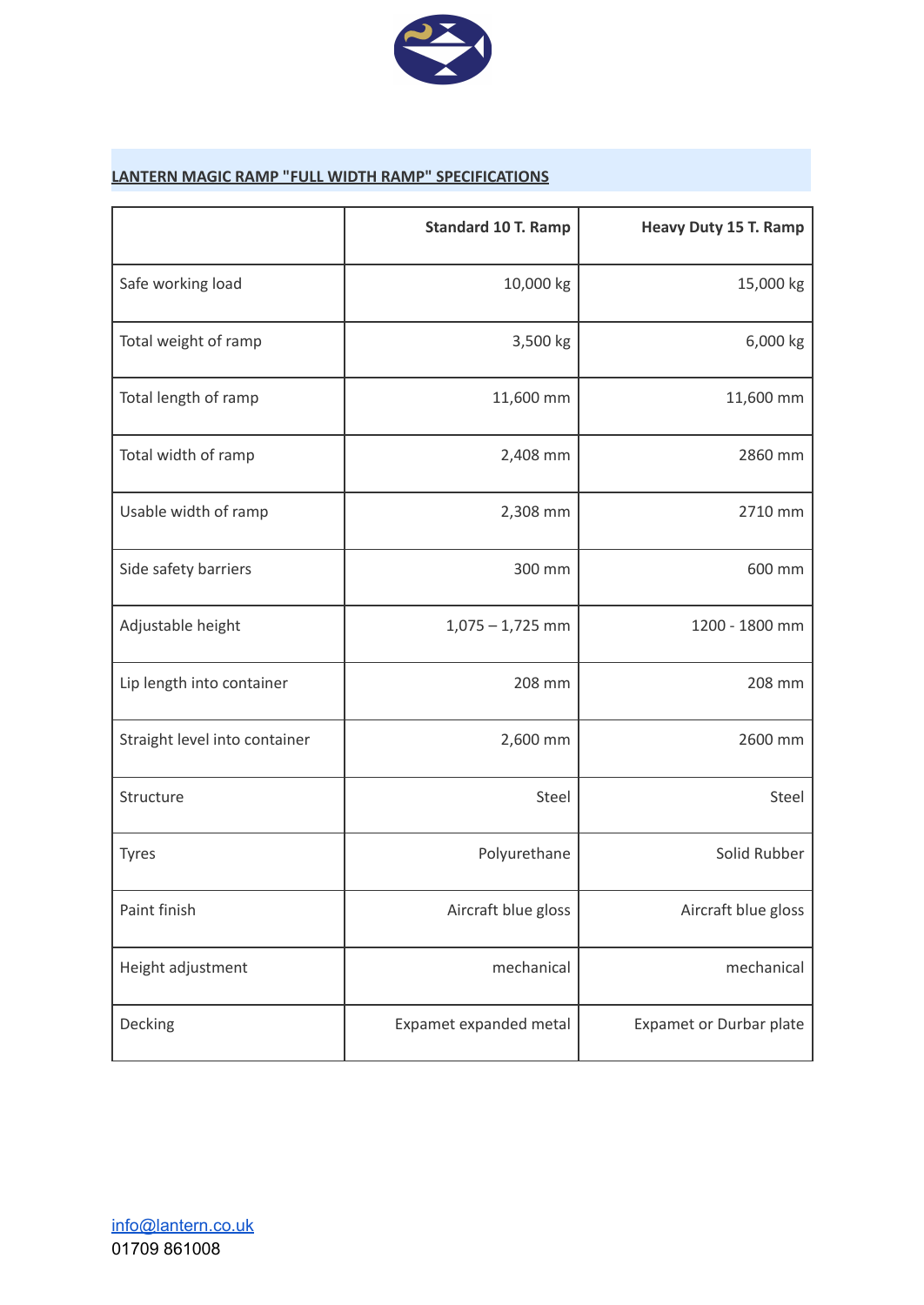## LANTERN MAGIC RAMP "FULL WIDTH RAMP" SPECIFICATIONS

| | Standard 10 T. Ramp | Heavy Duty 15 T. Ramp |
|---|---|---|
| Safe working load | 10,000 kg | 15,000 kg |
| Total weight of ramp | 3,500 kg | 6,000 kg |
| Total length of ramp | 11,600 mm | 11,600 mm |
| Total width of ramp | 2,408 mm | 2860 mm |
| Usable width of ramp | 2,308 mm | 2710 mm |
| Side safety barriers | 300 mm | 600 mm |
| Adjustable height | 1,075 – 1,725 mm | 1200 - 1800 mm |
| Lip length into container | 208 mm | 208 mm |
| Straight level into container | 2,600 mm | 2600 mm |
| Structure | Steel | Steel |
| Tyres | Polyurethane | Solid Rubber |
| Paint finish | Aircraft blue gloss | Aircraft blue gloss |
| Height adjustment | mechanical | mechanical |
| Decking | Expamet expanded metal | Expamet or Durbar plate |

info@lantern.co.uk
01709 861008